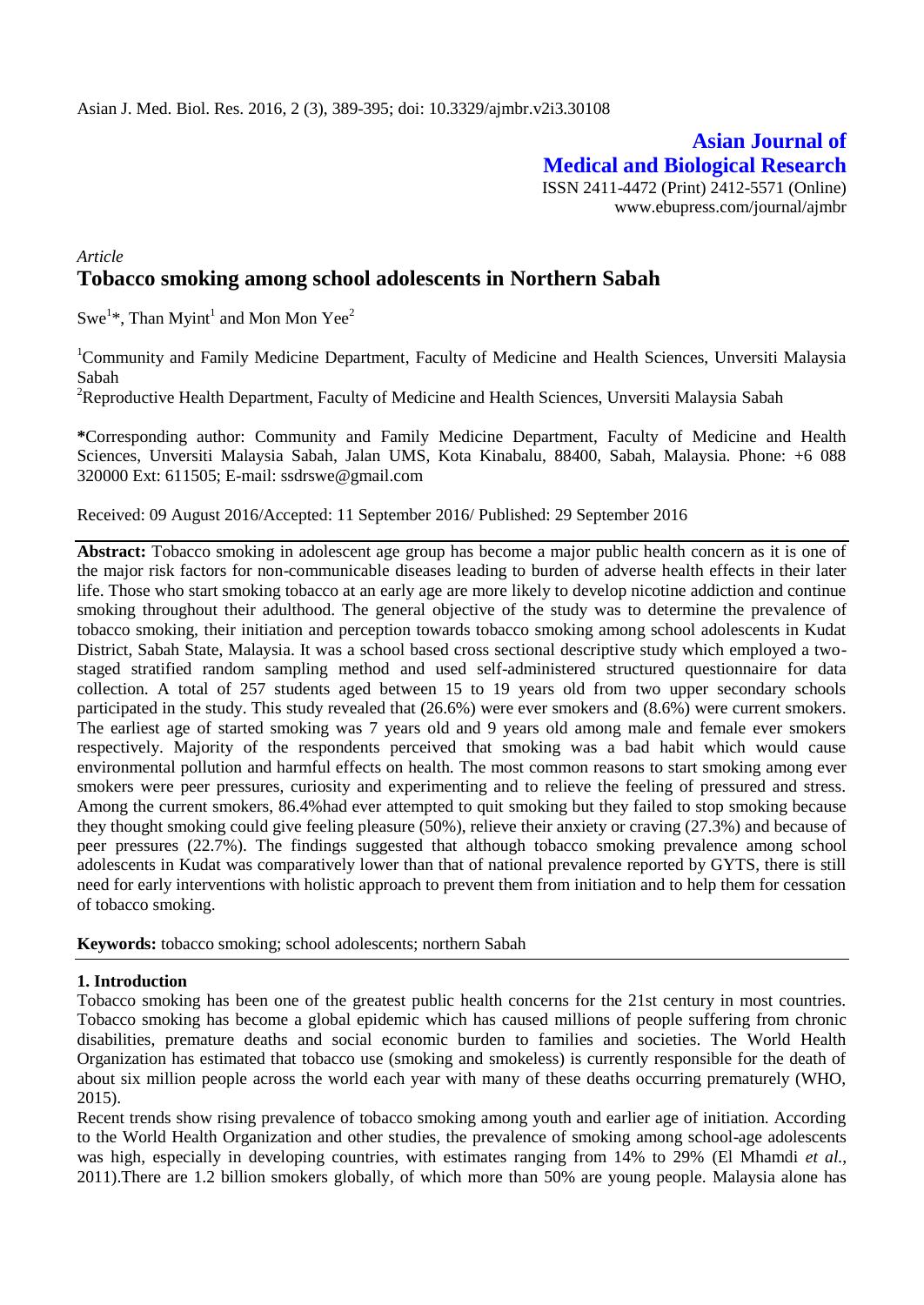# Asian Journal of Medical and Biological Research

ISSN 2411-4472 (Print) 2412-5571 (Online)
www.ebupress.com/journal/ajmbr

*Article*

## Tobacco smoking among school adolescents in Northern Sabah

Swe[1]*, Than Myint[1] and Mon Mon Yee[2]

[1]Community and Family Medicine Department, Faculty of Medicine and Health Sciences, Unversiti Malaysia Sabah

[2]Reproductive Health Department, Faculty of Medicine and Health Sciences, Unversiti Malaysia Sabah

**\***Corresponding author: Community and Family Medicine Department, Faculty of Medicine and Health Sciences, Unversiti Malaysia Sabah, Jalan UMS, Kota Kinabalu, 88400, Sabah, Malaysia. Phone: +6 088 320000 Ext: 611505; E-mail: ssdrswe@gmail.com

Received: 09 August 2016/Accepted: 11 September 2016/ Published: 29 September 2016

**Abstract:** Tobacco smoking in adolescent age group has become a major public health concern as it is one of the major risk factors for non-communicable diseases leading to burden of adverse health effects in their later life. Those who start smoking tobacco at an early age are more likely to develop nicotine addiction and continue smoking throughout their adulthood. The general objective of the study was to determine the prevalence of tobacco smoking, their initiation and perception towards tobacco smoking among school adolescents in Kudat District, Sabah State, Malaysia. It was a school based cross sectional descriptive study which employed a two-staged stratified random sampling method and used self-administered structured questionnaire for data collection. A total of 257 students aged between 15 to 19 years old from two upper secondary schools participated in the study. This study revealed that (26.6%) were ever smokers and (8.6%) were current smokers. The earliest age of started smoking was 7 years old and 9 years old among male and female ever smokers respectively. Majority of the respondents perceived that smoking was a bad habit which would cause environmental pollution and harmful effects on health. The most common reasons to start smoking among ever smokers were peer pressures, curiosity and experimenting and to relieve the feeling of pressured and stress. Among the current smokers, 86.4%had ever attempted to quit smoking but they failed to stop smoking because they thought smoking could give feeling pleasure (50%), relieve their anxiety or craving (27.3%) and because of peer pressures (22.7%). The findings suggested that although tobacco smoking prevalence among school adolescents in Kudat was comparatively lower than that of national prevalence reported by GYTS, there is still need for early interventions with holistic approach to prevent them from initiation and to help them for cessation of tobacco smoking.

**Keywords:** tobacco smoking; school adolescents; northern Sabah

## 1. Introduction

Tobacco smoking has been one of the greatest public health concerns for the 21st century in most countries. Tobacco smoking has become a global epidemic which has caused millions of people suffering from chronic disabilities, premature deaths and social economic burden to families and societies. The World Health Organization has estimated that tobacco use (smoking and smokeless) is currently responsible for the death of about six million people across the world each year with many of these deaths occurring prematurely (WHO, 2015).

Recent trends show rising prevalence of tobacco smoking among youth and earlier age of initiation. According to the World Health Organization and other studies, the prevalence of smoking among school-age adolescents was high, especially in developing countries, with estimates ranging from 14% to 29% (El Mhamdi *et al.*, 2011).There are 1.2 billion smokers globally, of which more than 50% are young people. Malaysia alone has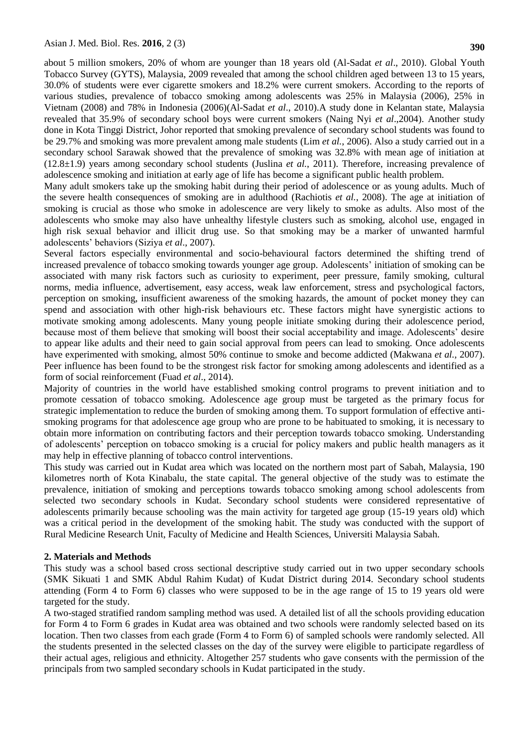about 5 million smokers, 20% of whom are younger than 18 years old (Al-Sadat *et al*., 2010). Global Youth Tobacco Survey (GYTS), Malaysia, 2009 revealed that among the school children aged between 13 to 15 years, 30.0% of students were ever cigarette smokers and 18.2% were current smokers. According to the reports of various studies, prevalence of tobacco smoking among adolescents was 25% in Malaysia (2006), 25% in Vietnam (2008) and 78% in Indonesia (2006)(Al-Sadat *et al*., 2010).A study done in Kelantan state, Malaysia revealed that 35.9% of secondary school boys were current smokers (Naing Nyi *et al*.,2004). Another study done in Kota Tinggi District, Johor reported that smoking prevalence of secondary school students was found to be 29.7% and smoking was more prevalent among male students (Lim *et al.*, 2006). Also a study carried out in a secondary school Sarawak showed that the prevalence of smoking was 32.8% with mean age of initiation at (12.8±1.9) years among secondary school students (Juslina *et al.*, 2011). Therefore, increasing prevalence of adolescence smoking and initiation at early age of life has become a significant public health problem.

Many adult smokers take up the smoking habit during their period of adolescence or as young adults. Much of the severe health consequences of smoking are in adulthood (Rachiotis *et al.*, 2008). The age at initiation of smoking is crucial as those who smoke in adolescence are very likely to smoke as adults. Also most of the adolescents who smoke may also have unhealthy lifestyle clusters such as smoking, alcohol use, engaged in high risk sexual behavior and illicit drug use. So that smoking may be a marker of unwanted harmful adolescents' behaviors (Siziya *et al*., 2007).

Several factors especially environmental and socio-behavioural factors determined the shifting trend of increased prevalence of tobacco smoking towards younger age group. Adolescents' initiation of smoking can be associated with many risk factors such as curiosity to experiment, peer pressure, family smoking, cultural norms, media influence, advertisement, easy access, weak law enforcement, stress and psychological factors, perception on smoking, insufficient awareness of the smoking hazards, the amount of pocket money they can spend and association with other high-risk behaviours etc. These factors might have synergistic actions to motivate smoking among adolescents. Many young people initiate smoking during their adolescence period, because most of them believe that smoking will boost their social acceptability and image. Adolescents' desire to appear like adults and their need to gain social approval from peers can lead to smoking. Once adolescents have experimented with smoking, almost 50% continue to smoke and become addicted (Makwana *et al.*, 2007). Peer influence has been found to be the strongest risk factor for smoking among adolescents and identified as a form of social reinforcement (Fuad *et al*., 2014).

Majority of countries in the world have established smoking control programs to prevent initiation and to promote cessation of tobacco smoking. Adolescence age group must be targeted as the primary focus for strategic implementation to reduce the burden of smoking among them. To support formulation of effective anti-smoking programs for that adolescence age group who are prone to be habituated to smoking, it is necessary to obtain more information on contributing factors and their perception towards tobacco smoking. Understanding of adolescents' perception on tobacco smoking is a crucial for policy makers and public health managers as it may help in effective planning of tobacco control interventions.

This study was carried out in Kudat area which was located on the northern most part of Sabah, Malaysia, 190 kilometres north of Kota Kinabalu, the state capital. The general objective of the study was to estimate the prevalence, initiation of smoking and perceptions towards tobacco smoking among school adolescents from selected two secondary schools in Kudat. Secondary school students were considered representative of adolescents primarily because schooling was the main activity for targeted age group (15-19 years old) which was a critical period in the development of the smoking habit. The study was conducted with the support of Rural Medicine Research Unit, Faculty of Medicine and Health Sciences, Universiti Malaysia Sabah.

## 2. Materials and Methods

This study was a school based cross sectional descriptive study carried out in two upper secondary schools (SMK Sikuati 1 and SMK Abdul Rahim Kudat) of Kudat District during 2014. Secondary school students attending (Form 4 to Form 6) classes who were supposed to be in the age range of 15 to 19 years old were targeted for the study.

A two-staged stratified random sampling method was used. A detailed list of all the schools providing education for Form 4 to Form 6 grades in Kudat area was obtained and two schools were randomly selected based on its location. Then two classes from each grade (Form 4 to Form 6) of sampled schools were randomly selected. All the students presented in the selected classes on the day of the survey were eligible to participate regardless of their actual ages, religious and ethnicity. Altogether 257 students who gave consents with the permission of the principals from two sampled secondary schools in Kudat participated in the study.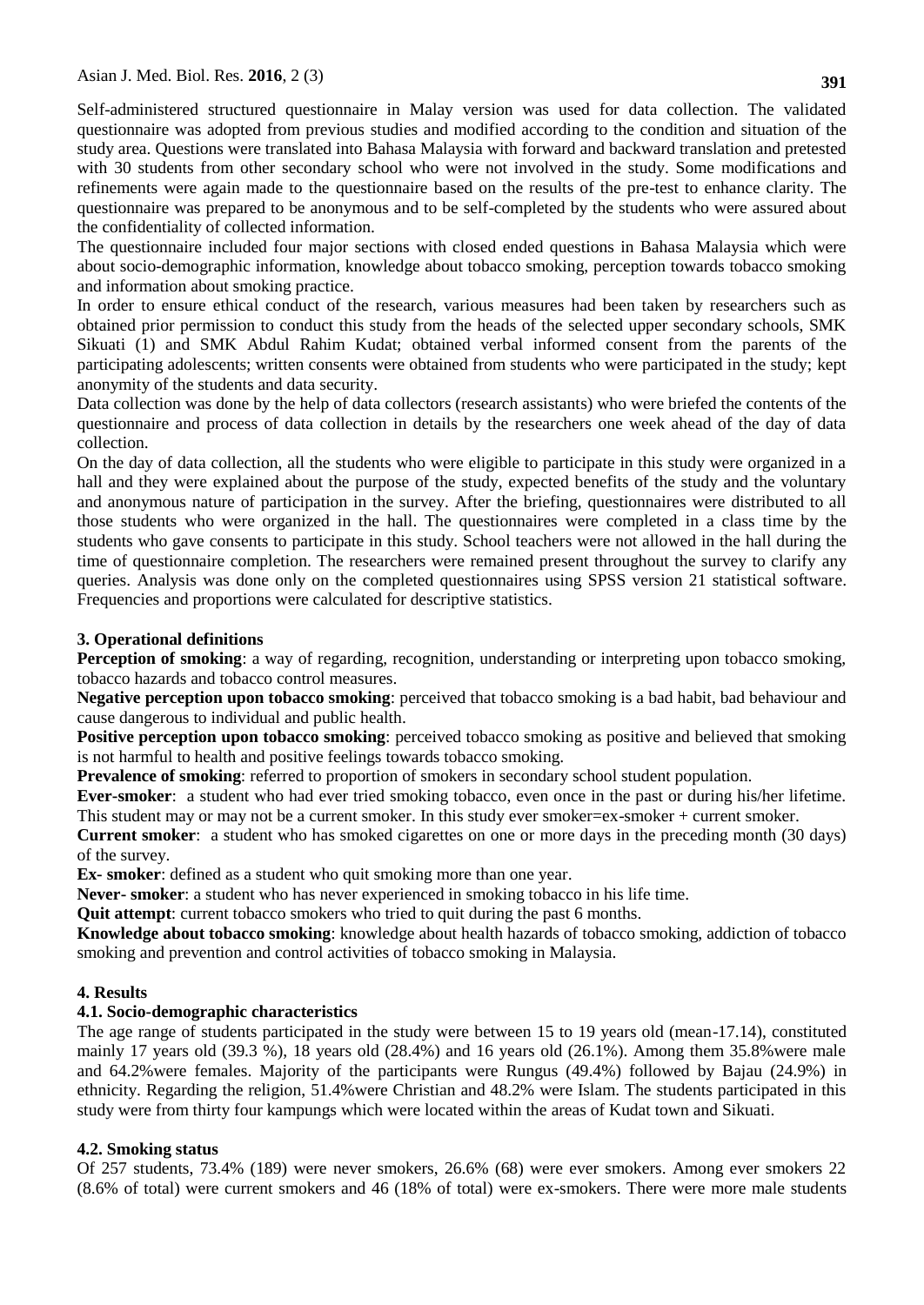Self-administered structured questionnaire in Malay version was used for data collection. The validated questionnaire was adopted from previous studies and modified according to the condition and situation of the study area. Questions were translated into Bahasa Malaysia with forward and backward translation and pretested with 30 students from other secondary school who were not involved in the study. Some modifications and refinements were again made to the questionnaire based on the results of the pre-test to enhance clarity. The questionnaire was prepared to be anonymous and to be self-completed by the students who were assured about the confidentiality of collected information.

The questionnaire included four major sections with closed ended questions in Bahasa Malaysia which were about socio-demographic information, knowledge about tobacco smoking, perception towards tobacco smoking and information about smoking practice.

In order to ensure ethical conduct of the research, various measures had been taken by researchers such as obtained prior permission to conduct this study from the heads of the selected upper secondary schools, SMK Sikuati (1) and SMK Abdul Rahim Kudat; obtained verbal informed consent from the parents of the participating adolescents; written consents were obtained from students who were participated in the study; kept anonymity of the students and data security.

Data collection was done by the help of data collectors (research assistants) who were briefed the contents of the questionnaire and process of data collection in details by the researchers one week ahead of the day of data collection.

On the day of data collection, all the students who were eligible to participate in this study were organized in a hall and they were explained about the purpose of the study, expected benefits of the study and the voluntary and anonymous nature of participation in the survey. After the briefing, questionnaires were distributed to all those students who were organized in the hall. The questionnaires were completed in a class time by the students who gave consents to participate in this study. School teachers were not allowed in the hall during the time of questionnaire completion. The researchers were remained present throughout the survey to clarify any queries. Analysis was done only on the completed questionnaires using SPSS version 21 statistical software. Frequencies and proportions were calculated for descriptive statistics.

## 3. Operational definitions

**Perception of smoking**: a way of regarding, recognition, understanding or interpreting upon tobacco smoking, tobacco hazards and tobacco control measures.

**Negative perception upon tobacco smoking**: perceived that tobacco smoking is a bad habit, bad behaviour and cause dangerous to individual and public health.

**Positive perception upon tobacco smoking**: perceived tobacco smoking as positive and believed that smoking is not harmful to health and positive feelings towards tobacco smoking.

**Prevalence of smoking**: referred to proportion of smokers in secondary school student population.

**Ever-smoker**: a student who had ever tried smoking tobacco, even once in the past or during his/her lifetime. This student may or may not be a current smoker. In this study ever smoker=ex-smoker + current smoker.

**Current smoker**: a student who has smoked cigarettes on one or more days in the preceding month (30 days) of the survey.

**Ex- smoker**: defined as a student who quit smoking more than one year.

**Never- smoker**: a student who has never experienced in smoking tobacco in his life time.

**Quit attempt**: current tobacco smokers who tried to quit during the past 6 months.

**Knowledge about tobacco smoking**: knowledge about health hazards of tobacco smoking, addiction of tobacco smoking and prevention and control activities of tobacco smoking in Malaysia.

## 4. Results

### 4.1. Socio-demographic characteristics

The age range of students participated in the study were between 15 to 19 years old (mean-17.14), constituted mainly 17 years old (39.3 %), 18 years old (28.4%) and 16 years old (26.1%). Among them 35.8%were male and 64.2%were females. Majority of the participants were Rungus (49.4%) followed by Bajau (24.9%) in ethnicity. Regarding the religion, 51.4%were Christian and 48.2% were Islam. The students participated in this study were from thirty four kampungs which were located within the areas of Kudat town and Sikuati.

### 4.2. Smoking status

Of 257 students, 73.4% (189) were never smokers, 26.6% (68) were ever smokers. Among ever smokers 22 (8.6% of total) were current smokers and 46 (18% of total) were ex-smokers. There were more male students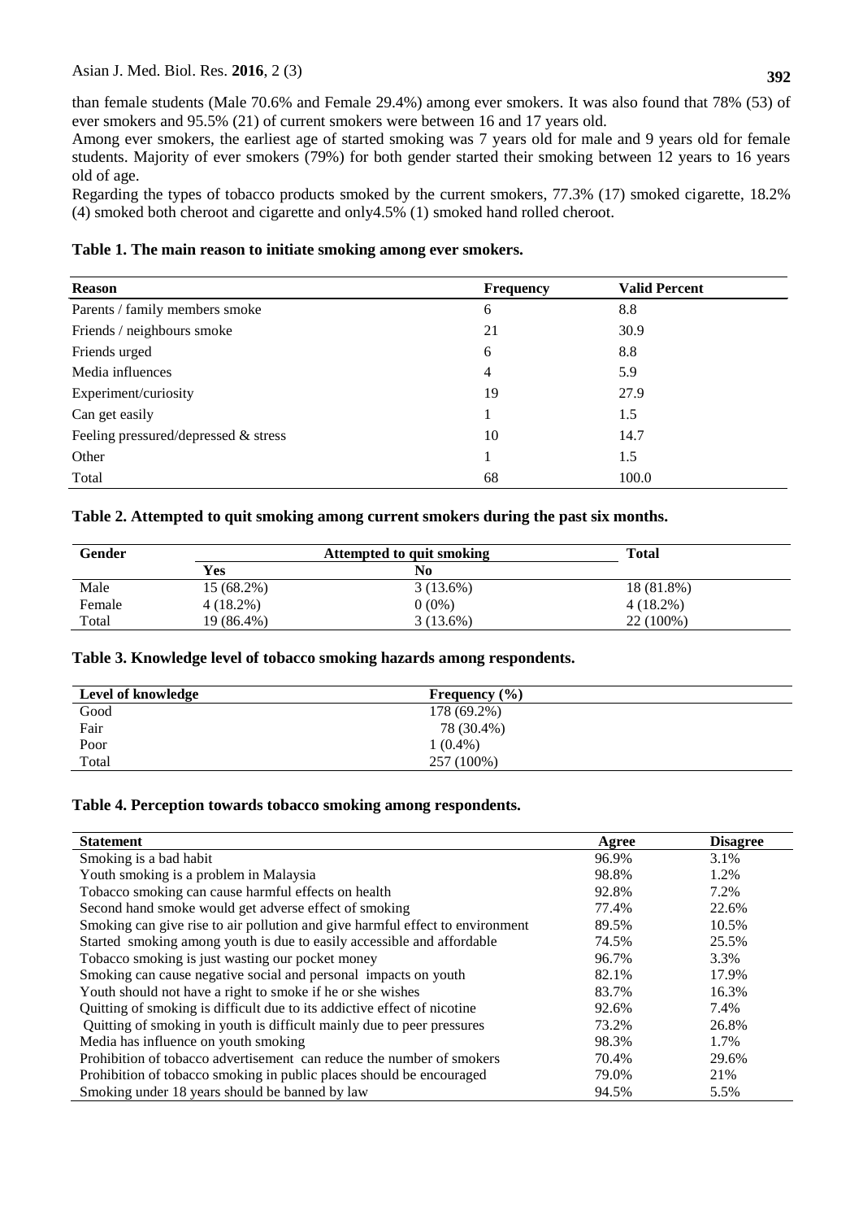than female students (Male 70.6% and Female 29.4%) among ever smokers. It was also found that 78% (53) of ever smokers and 95.5% (21) of current smokers were between 16 and 17 years old.

Among ever smokers, the earliest age of started smoking was 7 years old for male and 9 years old for female students. Majority of ever smokers (79%) for both gender started their smoking between 12 years to 16 years old of age.

Regarding the types of tobacco products smoked by the current smokers, 77.3% (17) smoked cigarette, 18.2% (4) smoked both cheroot and cigarette and only4.5% (1) smoked hand rolled cheroot.

**Table 1. The main reason to initiate smoking among ever smokers.**

| Reason | Frequency | Valid Percent |
|---|---|---|
| Parents / family members smoke | 6 | 8.8 |
| Friends / neighbours smoke | 21 | 30.9 |
| Friends urged | 6 | 8.8 |
| Media influences | 4 | 5.9 |
| Experiment/curiosity | 19 | 27.9 |
| Can get easily | 1 | 1.5 |
| Feeling pressured/depressed & stress | 10 | 14.7 |
| Other | 1 | 1.5 |
| Total | 68 | 100.0 |

**Table 2. Attempted to quit smoking among current smokers during the past six months.**

| Gender | Attempted to quit smoking | | Total |
|---|---|---|---|
| | Yes | No | |
| Male | 15 (68.2%) | 3 (13.6%) | 18 (81.8%) |
| Female | 4 (18.2%) | 0 (0%) | 4 (18.2%) |
| Total | 19 (86.4%) | 3 (13.6%) | 22 (100%) |

**Table 3. Knowledge level of tobacco smoking hazards among respondents.**

| Level of knowledge | Frequency (%) |
|---|---|
| Good | 178 (69.2%) |
| Fair | 78 (30.4%) |
| Poor | 1 (0.4%) |
| Total | 257 (100%) |

**Table 4. Perception towards tobacco smoking among respondents.**

| Statement | Agree | Disagree |
|---|---|---|
| Smoking is a bad habit | 96.9% | 3.1% |
| Youth smoking is a problem in Malaysia | 98.8% | 1.2% |
| Tobacco smoking can cause harmful effects on health | 92.8% | 7.2% |
| Second hand smoke would get adverse effect of smoking | 77.4% | 22.6% |
| Smoking can give rise to air pollution and give harmful effect to environment | 89.5% | 10.5% |
| Started smoking among youth is due to easily accessible and affordable | 74.5% | 25.5% |
| Tobacco smoking is just wasting our pocket money | 96.7% | 3.3% |
| Smoking can cause negative social and personal impacts on youth | 82.1% | 17.9% |
| Youth should not have a right to smoke if he or she wishes | 83.7% | 16.3% |
| Quitting of smoking is difficult due to its addictive effect of nicotine | 92.6% | 7.4% |
| Quitting of smoking in youth is difficult mainly due to peer pressures | 73.2% | 26.8% |
| Media has influence on youth smoking | 98.3% | 1.7% |
| Prohibition of tobacco advertisement can reduce the number of smokers | 70.4% | 29.6% |
| Prohibition of tobacco smoking in public places should be encouraged | 79.0% | 21% |
| Smoking under 18 years should be banned by law | 94.5% | 5.5% |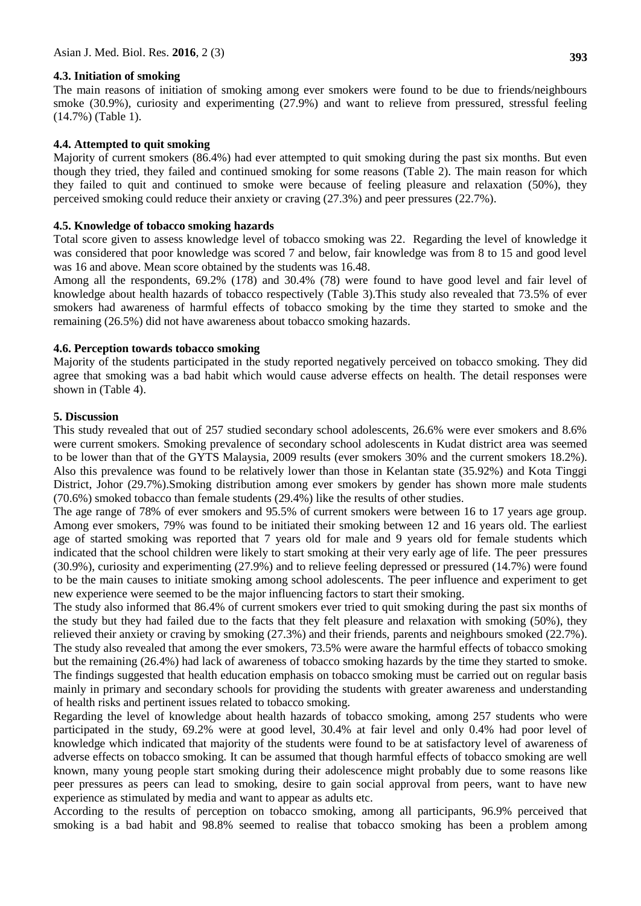### 4.3. Initiation of smoking

The main reasons of initiation of smoking among ever smokers were found to be due to friends/neighbours smoke (30.9%), curiosity and experimenting (27.9%) and want to relieve from pressured, stressful feeling (14.7%) (Table 1).

### 4.4. Attempted to quit smoking

Majority of current smokers (86.4%) had ever attempted to quit smoking during the past six months. But even though they tried, they failed and continued smoking for some reasons (Table 2). The main reason for which they failed to quit and continued to smoke were because of feeling pleasure and relaxation (50%), they perceived smoking could reduce their anxiety or craving (27.3%) and peer pressures (22.7%).

### 4.5. Knowledge of tobacco smoking hazards

Total score given to assess knowledge level of tobacco smoking was 22. Regarding the level of knowledge it was considered that poor knowledge was scored 7 and below, fair knowledge was from 8 to 15 and good level was 16 and above. Mean score obtained by the students was 16.48.

Among all the respondents, 69.2% (178) and 30.4% (78) were found to have good level and fair level of knowledge about health hazards of tobacco respectively (Table 3).This study also revealed that 73.5% of ever smokers had awareness of harmful effects of tobacco smoking by the time they started to smoke and the remaining (26.5%) did not have awareness about tobacco smoking hazards.

### 4.6. Perception towards tobacco smoking

Majority of the students participated in the study reported negatively perceived on tobacco smoking. They did agree that smoking was a bad habit which would cause adverse effects on health. The detail responses were shown in (Table 4).

## 5. Discussion

This study revealed that out of 257 studied secondary school adolescents, 26.6% were ever smokers and 8.6% were current smokers. Smoking prevalence of secondary school adolescents in Kudat district area was seemed to be lower than that of the GYTS Malaysia, 2009 results (ever smokers 30% and the current smokers 18.2%). Also this prevalence was found to be relatively lower than those in Kelantan state (35.92%) and Kota Tinggi District, Johor (29.7%).Smoking distribution among ever smokers by gender has shown more male students (70.6%) smoked tobacco than female students (29.4%) like the results of other studies.

The age range of 78% of ever smokers and 95.5% of current smokers were between 16 to 17 years age group. Among ever smokers, 79% was found to be initiated their smoking between 12 and 16 years old. The earliest age of started smoking was reported that 7 years old for male and 9 years old for female students which indicated that the school children were likely to start smoking at their very early age of life. The peer pressures (30.9%), curiosity and experimenting (27.9%) and to relieve feeling depressed or pressured (14.7%) were found to be the main causes to initiate smoking among school adolescents. The peer influence and experiment to get new experience were seemed to be the major influencing factors to start their smoking.

The study also informed that 86.4% of current smokers ever tried to quit smoking during the past six months of the study but they had failed due to the facts that they felt pleasure and relaxation with smoking (50%), they relieved their anxiety or craving by smoking (27.3%) and their friends, parents and neighbours smoked (22.7%). The study also revealed that among the ever smokers, 73.5% were aware the harmful effects of tobacco smoking but the remaining (26.4%) had lack of awareness of tobacco smoking hazards by the time they started to smoke. The findings suggested that health education emphasis on tobacco smoking must be carried out on regular basis mainly in primary and secondary schools for providing the students with greater awareness and understanding of health risks and pertinent issues related to tobacco smoking.

Regarding the level of knowledge about health hazards of tobacco smoking, among 257 students who were participated in the study, 69.2% were at good level, 30.4% at fair level and only 0.4% had poor level of knowledge which indicated that majority of the students were found to be at satisfactory level of awareness of adverse effects on tobacco smoking. It can be assumed that though harmful effects of tobacco smoking are well known, many young people start smoking during their adolescence might probably due to some reasons like peer pressures as peers can lead to smoking, desire to gain social approval from peers, want to have new experience as stimulated by media and want to appear as adults etc.

According to the results of perception on tobacco smoking, among all participants, 96.9% perceived that smoking is a bad habit and 98.8% seemed to realise that tobacco smoking has been a problem among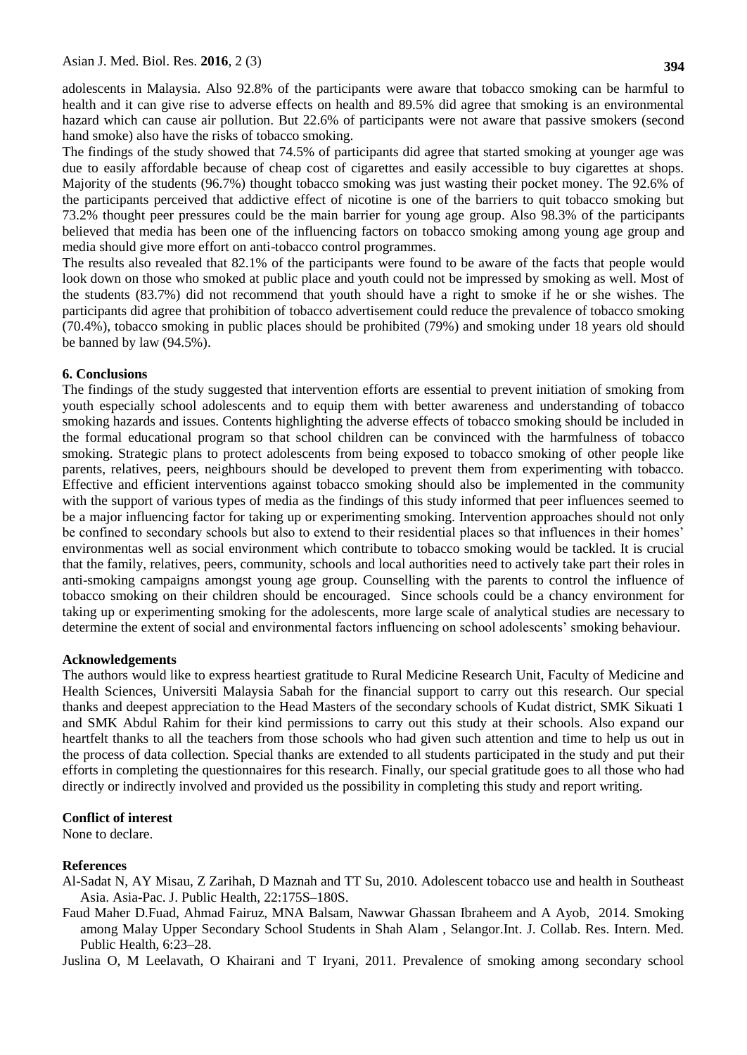adolescents in Malaysia. Also 92.8% of the participants were aware that tobacco smoking can be harmful to health and it can give rise to adverse effects on health and 89.5% did agree that smoking is an environmental hazard which can cause air pollution. But 22.6% of participants were not aware that passive smokers (second hand smoke) also have the risks of tobacco smoking.

The findings of the study showed that 74.5% of participants did agree that started smoking at younger age was due to easily affordable because of cheap cost of cigarettes and easily accessible to buy cigarettes at shops. Majority of the students (96.7%) thought tobacco smoking was just wasting their pocket money. The 92.6% of the participants perceived that addictive effect of nicotine is one of the barriers to quit tobacco smoking but 73.2% thought peer pressures could be the main barrier for young age group. Also 98.3% of the participants believed that media has been one of the influencing factors on tobacco smoking among young age group and media should give more effort on anti-tobacco control programmes.

The results also revealed that 82.1% of the participants were found to be aware of the facts that people would look down on those who smoked at public place and youth could not be impressed by smoking as well. Most of the students (83.7%) did not recommend that youth should have a right to smoke if he or she wishes. The participants did agree that prohibition of tobacco advertisement could reduce the prevalence of tobacco smoking (70.4%), tobacco smoking in public places should be prohibited (79%) and smoking under 18 years old should be banned by law (94.5%).

## 6. Conclusions

The findings of the study suggested that intervention efforts are essential to prevent initiation of smoking from youth especially school adolescents and to equip them with better awareness and understanding of tobacco smoking hazards and issues. Contents highlighting the adverse effects of tobacco smoking should be included in the formal educational program so that school children can be convinced with the harmfulness of tobacco smoking. Strategic plans to protect adolescents from being exposed to tobacco smoking of other people like parents, relatives, peers, neighbours should be developed to prevent them from experimenting with tobacco. Effective and efficient interventions against tobacco smoking should also be implemented in the community with the support of various types of media as the findings of this study informed that peer influences seemed to be a major influencing factor for taking up or experimenting smoking. Intervention approaches should not only be confined to secondary schools but also to extend to their residential places so that influences in their homes' environmentas well as social environment which contribute to tobacco smoking would be tackled. It is crucial that the family, relatives, peers, community, schools and local authorities need to actively take part their roles in anti-smoking campaigns amongst young age group. Counselling with the parents to control the influence of tobacco smoking on their children should be encouraged. Since schools could be a chancy environment for taking up or experimenting smoking for the adolescents, more large scale of analytical studies are necessary to determine the extent of social and environmental factors influencing on school adolescents' smoking behaviour.

## Acknowledgements

The authors would like to express heartiest gratitude to Rural Medicine Research Unit, Faculty of Medicine and Health Sciences, Universiti Malaysia Sabah for the financial support to carry out this research. Our special thanks and deepest appreciation to the Head Masters of the secondary schools of Kudat district, SMK Sikuati 1 and SMK Abdul Rahim for their kind permissions to carry out this study at their schools. Also expand our heartfelt thanks to all the teachers from those schools who had given such attention and time to help us out in the process of data collection. Special thanks are extended to all students participated in the study and put their efforts in completing the questionnaires for this research. Finally, our special gratitude goes to all those who had directly or indirectly involved and provided us the possibility in completing this study and report writing.

## Conflict of interest

None to declare.

## References

Al-Sadat N, AY Misau, Z Zarihah, D Maznah and TT Su, 2010. Adolescent tobacco use and health in Southeast Asia. Asia-Pac. J. Public Health, 22:175S–180S.

Faud Maher D.Fuad, Ahmad Fairuz, MNA Balsam, Nawwar Ghassan Ibraheem and A Ayob, 2014. Smoking among Malay Upper Secondary School Students in Shah Alam , Selangor.Int. J. Collab. Res. Intern. Med. Public Health, 6:23–28.

Juslina O, M Leelavath, O Khairani and T Iryani, 2011. Prevalence of smoking among secondary school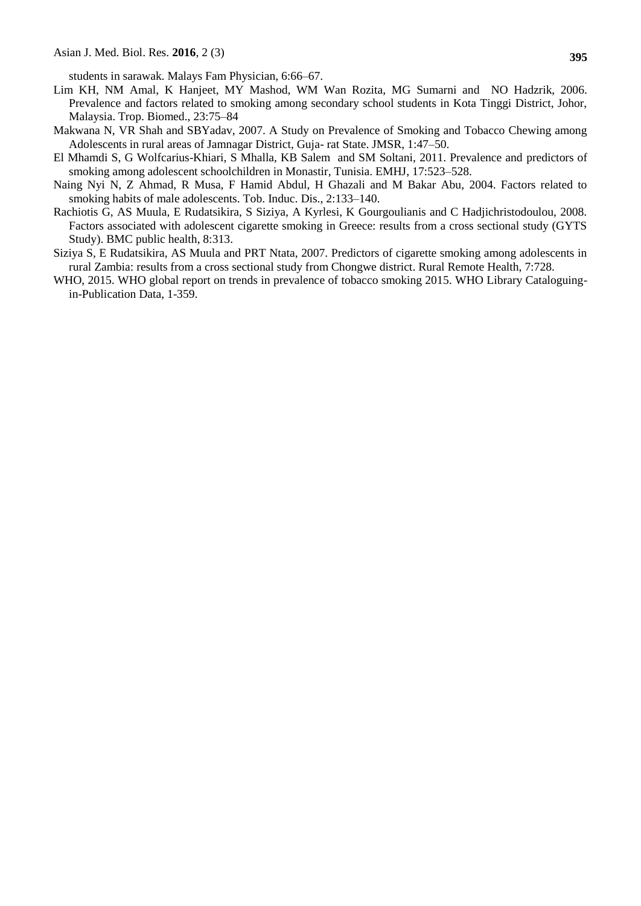students in sarawak. Malays Fam Physician, 6:66–67.

Lim KH, NM Amal, K Hanjeet, MY Mashod, WM Wan Rozita, MG Sumarni and NO Hadzrik, 2006. Prevalence and factors related to smoking among secondary school students in Kota Tinggi District, Johor, Malaysia. Trop. Biomed., 23:75–84

Makwana N, VR Shah and SBYadav, 2007. A Study on Prevalence of Smoking and Tobacco Chewing among Adolescents in rural areas of Jamnagar District, Guja- rat State. JMSR, 1:47–50.

El Mhamdi S, G Wolfcarius-Khiari, S Mhalla, KB Salem and SM Soltani, 2011. Prevalence and predictors of smoking among adolescent schoolchildren in Monastir, Tunisia. EMHJ, 17:523–528.

Naing Nyi N, Z Ahmad, R Musa, F Hamid Abdul, H Ghazali and M Bakar Abu, 2004. Factors related to smoking habits of male adolescents. Tob. Induc. Dis., 2:133–140.

Rachiotis G, AS Muula, E Rudatsikira, S Siziya, A Kyrlesi, K Gourgoulianis and C Hadjichristodoulou, 2008. Factors associated with adolescent cigarette smoking in Greece: results from a cross sectional study (GYTS Study). BMC public health, 8:313.

Siziya S, E Rudatsikira, AS Muula and PRT Ntata, 2007. Predictors of cigarette smoking among adolescents in rural Zambia: results from a cross sectional study from Chongwe district. Rural Remote Health, 7:728.

WHO, 2015. WHO global report on trends in prevalence of tobacco smoking 2015. WHO Library Cataloguing-in-Publication Data, 1-359.